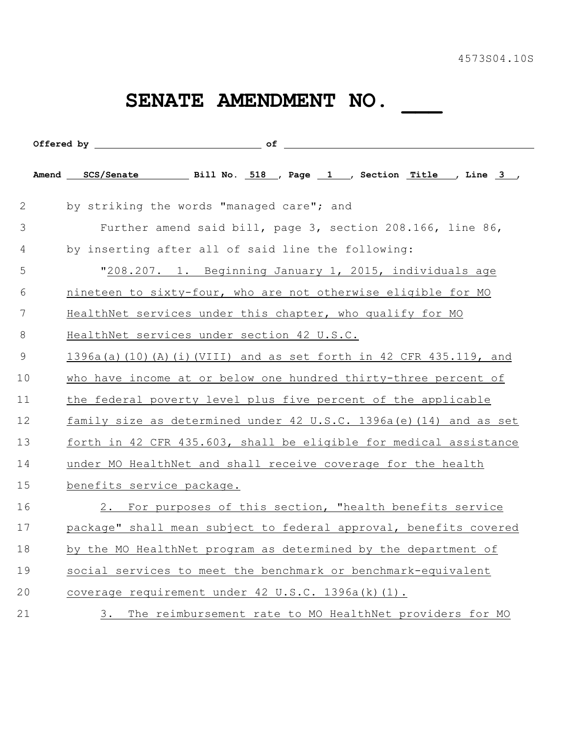4573S04.10S

# SENATE AMENDMENT NO. ___

**Offered by** ____________________ **of** ____________________

**Amend** SCS/Senate **Bill No.** 518 **, Page** 1 **, Section** Title **, Line** 3 **,**

2 by striking the words "managed care"; and

3 Further amend said bill, page 3, section 208.166, line 86,

4 by inserting after all of said line the following:

5 "208.207. 1. Beginning January 1, 2015, individuals age

6 nineteen to sixty-four, who are not otherwise eligible for MO

7 HealthNet services under this chapter, who qualify for MO

8 HealthNet services under section 42 U.S.C.

9 1396a(a)(10)(A)(i)(VIII) and as set forth in 42 CFR 435.119, and

10 who have income at or below one hundred thirty-three percent of

11 the federal poverty level plus five percent of the applicable

12 family size as determined under 42 U.S.C. 1396a(e)(14) and as set

13 forth in 42 CFR 435.603, shall be eligible for medical assistance

14 under MO HealthNet and shall receive coverage for the health

15 benefits service package.

16 2. For purposes of this section, "health benefits service

17 package" shall mean subject to federal approval, benefits covered

18 by the MO HealthNet program as determined by the department of

19 social services to meet the benchmark or benchmark-equivalent

20 coverage requirement under 42 U.S.C. 1396a(k)(1).

21 3. The reimbursement rate to MO HealthNet providers for MO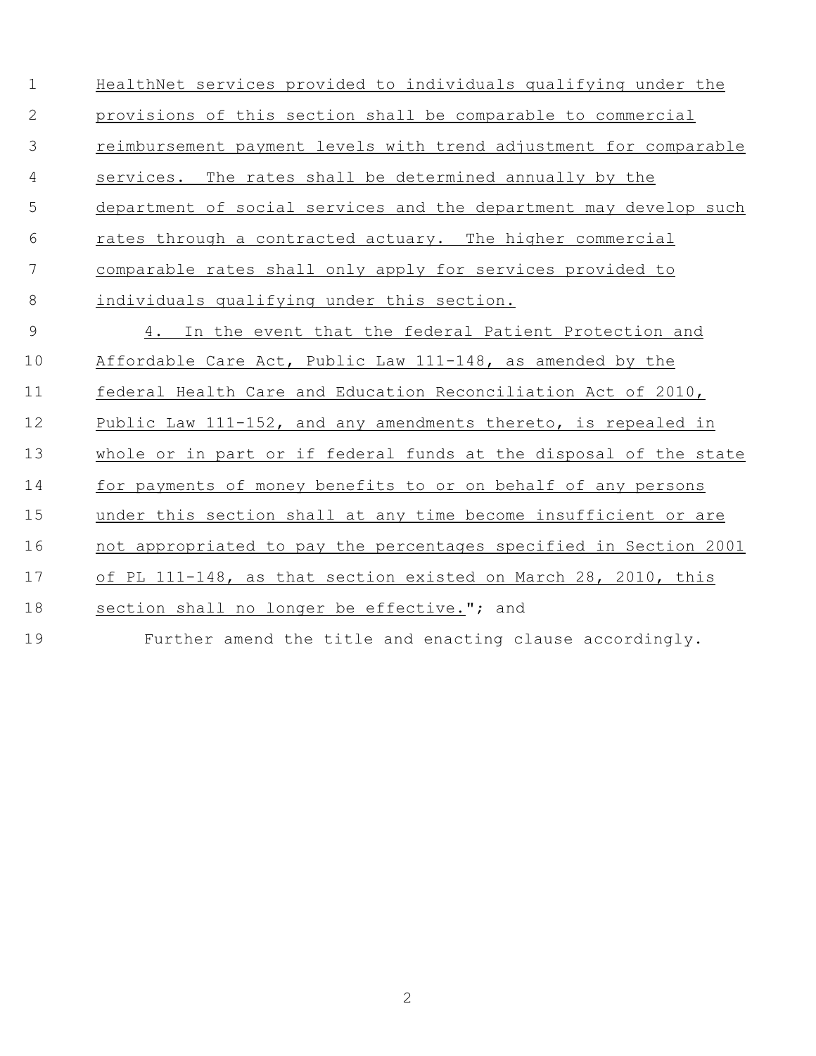HealthNet services provided to individuals qualifying under the provisions of this section shall be comparable to commercial reimbursement payment levels with trend adjustment for comparable services. The rates shall be determined annually by the department of social services and the department may develop such rates through a contracted actuary. The higher commercial comparable rates shall only apply for services provided to individuals qualifying under this section.

4. In the event that the federal Patient Protection and Affordable Care Act, Public Law 111-148, as amended by the federal Health Care and Education Reconciliation Act of 2010, Public Law 111-152, and any amendments thereto, is repealed in whole or in part or if federal funds at the disposal of the state for payments of money benefits to or on behalf of any persons under this section shall at any time become insufficient or are not appropriated to pay the percentages specified in Section 2001 of PL 111-148, as that section existed on March 28, 2010, this section shall no longer be effective."; and

Further amend the title and enacting clause accordingly.